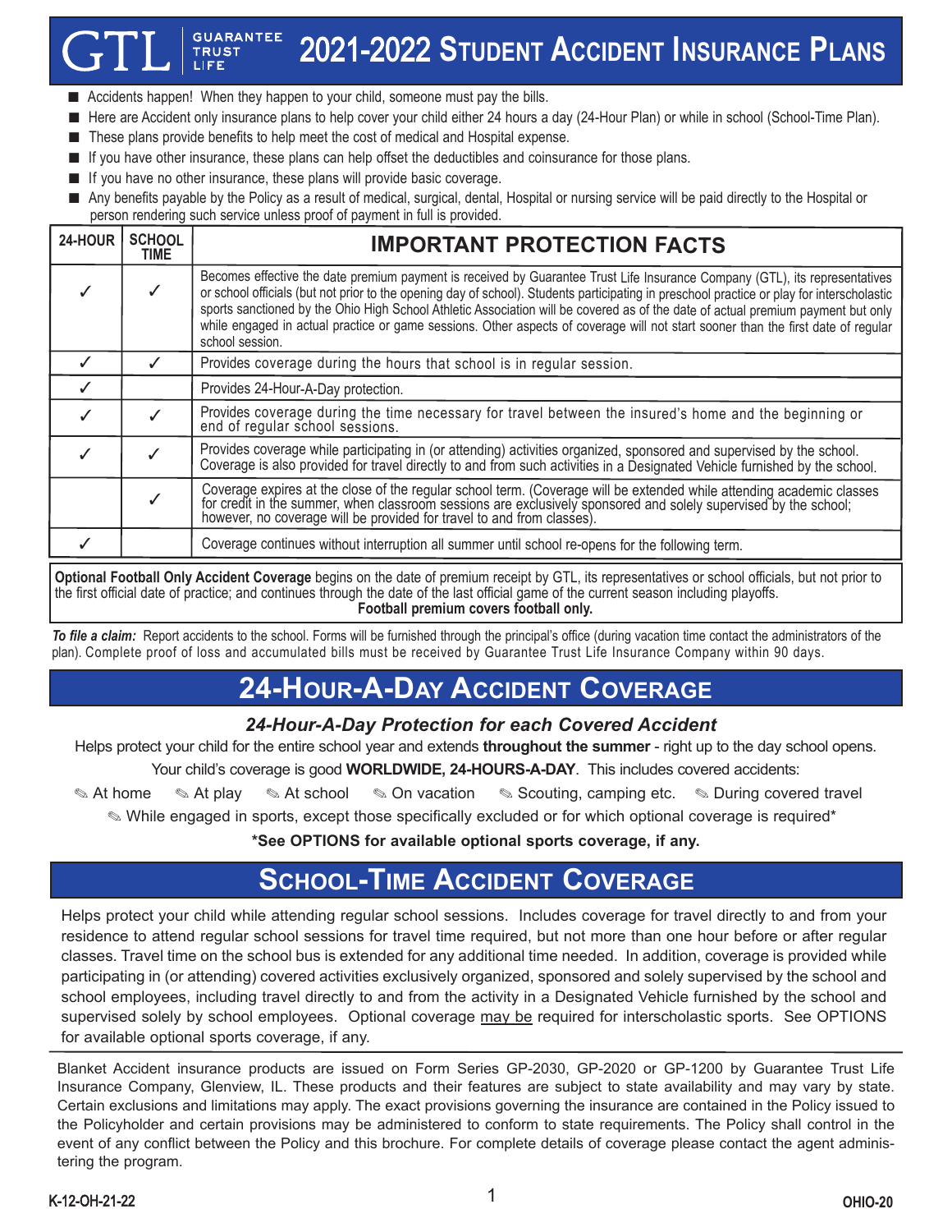# GTL GUARANTEE TRUST LIFE — 2021-2022 Student Accident Insurance Plans

- Accidents happen! When they happen to your child, someone must pay the bills.
- Here are Accident only insurance plans to help cover your child either 24 hours a day (24-Hour Plan) or while in school (School-Time Plan).
- These plans provide benefits to help meet the cost of medical and Hospital expense.
- If you have other insurance, these plans can help offset the deductibles and coinsurance for those plans.
- If you have no other insurance, these plans will provide basic coverage.
- Any benefits payable by the Policy as a result of medical, surgical, dental, Hospital or nursing service will be paid directly to the Hospital or person rendering such service unless proof of payment in full is provided.

| 24-HOUR | SCHOOL TIME | IMPORTANT PROTECTION FACTS |
|---|---|---|
| ✓ | ✓ | Becomes effective the date premium payment is received by Guarantee Trust Life Insurance Company (GTL), its representatives or school officials (but not prior to the opening day of school). Students participating in preschool practice or play for interscholastic sports sanctioned by the Ohio High School Athletic Association will be covered as of the date of actual premium payment but only while engaged in actual practice or game sessions. Other aspects of coverage will not start sooner than the first date of regular school session. |
| ✓ | ✓ | Provides coverage during the hours that school is in regular session. |
| ✓ | | Provides 24-Hour-A-Day protection. |
| ✓ | ✓ | Provides coverage during the time necessary for travel between the insured's home and the beginning or end of regular school sessions. |
| ✓ | ✓ | Provides coverage while participating in (or attending) activities organized, sponsored and supervised by the school. Coverage is also provided for travel directly to and from such activities in a Designated Vehicle furnished by the school. |
| | ✓ | Coverage expires at the close of the regular school term. (Coverage will be extended while attending academic classes for credit in the summer, when classroom sessions are exclusively sponsored and solely supervised by the school; however, no coverage will be provided for travel to and from classes). |
| ✓ | | Coverage continues without interruption all summer until school re-opens for the following term. |

**Optional Football Only Accident Coverage** begins on the date of premium receipt by GTL, its representatives or school officials, but not prior to the first official date of practice; and continues through the date of the last official game of the current season including playoffs.

**Football premium covers football only.**

***To file a claim:*** Report accidents to the school. Forms will be furnished through the principal's office (during vacation time contact the administrators of the plan). Complete proof of loss and accumulated bills must be received by Guarantee Trust Life Insurance Company within 90 days.

## 24-Hour-A-Day Accident Coverage

### *24-Hour-A-Day Protection for each Covered Accident*

Helps protect your child for the entire school year and extends **throughout the summer** - right up to the day school opens.

Your child's coverage is good **WORLDWIDE, 24-HOURS-A-DAY**. This includes covered accidents:

- At home
- At play
- At school
- On vacation
- Scouting, camping etc.
- During covered travel
- While engaged in sports, except those specifically excluded or for which optional coverage is required*

**\*See OPTIONS for available optional sports coverage, if any.**

## School-Time Accident Coverage

Helps protect your child while attending regular school sessions. Includes coverage for travel directly to and from your residence to attend regular school sessions for travel time required, but not more than one hour before or after regular classes. Travel time on the school bus is extended for any additional time needed. In addition, coverage is provided while participating in (or attending) covered activities exclusively organized, sponsored and solely supervised by the school and school employees, including travel directly to and from the activity in a Designated Vehicle furnished by the school and supervised solely by school employees. Optional coverage may be required for interscholastic sports. See OPTIONS for available optional sports coverage, if any.

Blanket Accident insurance products are issued on Form Series GP-2030, GP-2020 or GP-1200 by Guarantee Trust Life Insurance Company, Glenview, IL. These products and their features are subject to state availability and may vary by state. Certain exclusions and limitations may apply. The exact provisions governing the insurance are contained in the Policy issued to the Policyholder and certain provisions may be administered to conform to state requirements. The Policy shall control in the event of any conflict between the Policy and this brochure. For complete details of coverage please contact the agent administering the program.

K-12-OH-21-22 OHIO-20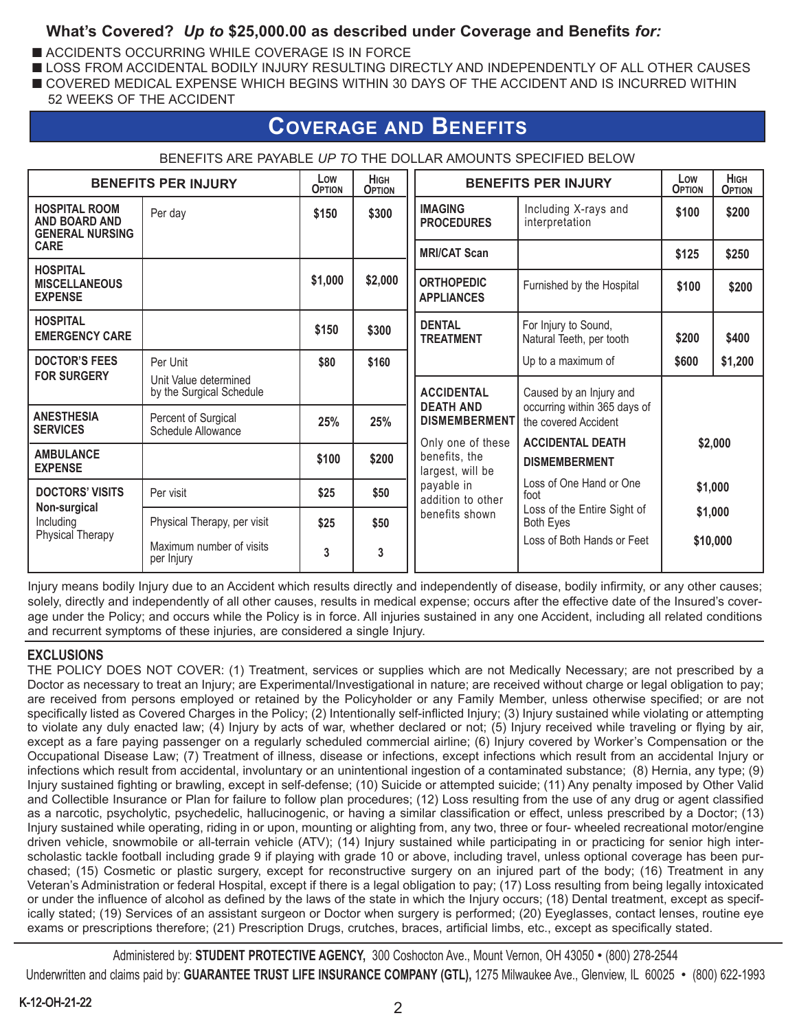## What's Covered? *Up to* $25,000.00 as described under Coverage and Benefits *for:*

- ACCIDENTS OCCURRING WHILE COVERAGE IS IN FORCE
- LOSS FROM ACCIDENTAL BODILY INJURY RESULTING DIRECTLY AND INDEPENDENTLY OF ALL OTHER CAUSES
- COVERED MEDICAL EXPENSE WHICH BEGINS WITHIN 30 DAYS OF THE ACCIDENT AND IS INCURRED WITHIN 52 WEEKS OF THE ACCIDENT

# Coverage and Benefits

BENEFITS ARE PAYABLE *UP TO* THE DOLLAR AMOUNTS SPECIFIED BELOW

| BENEFITS PER INJURY | | Low Option | High Option |
|---|---|---|---|
| **HOSPITAL ROOM AND BOARD AND GENERAL NURSING CARE** | Per day | $150 | $300 |
| **HOSPITAL MISCELLANEOUS EXPENSE** | | $1,000 | $2,000 |
| **HOSPITAL EMERGENCY CARE** | | $150 | $300 |
| **DOCTOR'S FEES FOR SURGERY** | Per Unit<br>Unit Value determined by the Surgical Schedule | $80 | $160 |
| **ANESTHESIA SERVICES** | Percent of Surgical Schedule Allowance | 25% | 25% |
| **AMBULANCE EXPENSE** | | $100 | $200 |
| **DOCTORS' VISITS Non-surgical** Including Physical Therapy | Per visit | $25 | $50 |
| | Physical Therapy, per visit | $25 | $50 |
| | Maximum number of visits per Injury | 3 | 3 |

| BENEFITS PER INJURY | | Low Option | High Option |
|---|---|---|---|
| **IMAGING PROCEDURES** | Including X-rays and interpretation | $100 | $200 |
| **MRI/CAT Scan** | | $125 | $250 |
| **ORTHOPEDIC APPLIANCES** | Furnished by the Hospital | $100 | $200 |
| **DENTAL TREATMENT** | For Injury to Sound, Natural Teeth, per tooth | $200 | $400 |
| | Up to a maximum of | $600 | $1,200 |
| **ACCIDENTAL DEATH AND DISMEMBERMENT**<br>Only one of these benefits, the largest, will be payable in addition to other benefits shown | Caused by an Injury and occurring within 365 days of the covered Accident | | |
| | **ACCIDENTAL DEATH** | $2,000 | |
| | **DISMEMBERMENT** | | |
| | Loss of One Hand or One foot | $1,000 | |
| | Loss of the Entire Sight of Both Eyes | $1,000 | |
| | Loss of Both Hands or Feet | $10,000 | |

Injury means bodily Injury due to an Accident which results directly and independently of disease, bodily infirmity, or any other causes; solely, directly and independently of all other causes, results in medical expense; occurs after the effective date of the Insured's coverage under the Policy; and occurs while the Policy is in force. All injuries sustained in any one Accident, including all related conditions and recurrent symptoms of these injuries, are considered a single Injury.

## EXCLUSIONS

THE POLICY DOES NOT COVER: (1) Treatment, services or supplies which are not Medically Necessary; are not prescribed by a Doctor as necessary to treat an Injury; are Experimental/Investigational in nature; are received without charge or legal obligation to pay; are received from persons employed or retained by the Policyholder or any Family Member, unless otherwise specified; or are not specifically listed as Covered Charges in the Policy; (2) Intentionally self-inflicted Injury; (3) Injury sustained while violating or attempting to violate any duly enacted law; (4) Injury by acts of war, whether declared or not; (5) Injury received while traveling or flying by air, except as a fare paying passenger on a regularly scheduled commercial airline; (6) Injury covered by Worker's Compensation or the Occupational Disease Law; (7) Treatment of illness, disease or infections, except infections which result from an accidental Injury or infections which result from accidental, involuntary or an unintentional ingestion of a contaminated substance; (8) Hernia, any type; (9) Injury sustained fighting or brawling, except in self-defense; (10) Suicide or attempted suicide; (11) Any penalty imposed by Other Valid and Collectible Insurance or Plan for failure to follow plan procedures; (12) Loss resulting from the use of any drug or agent classified as a narcotic, psycholytic, psychedelic, hallucinogenic, or having a similar classification or effect, unless prescribed by a Doctor; (13) Injury sustained while operating, riding in or upon, mounting or alighting from, any two, three or four- wheeled recreational motor/engine driven vehicle, snowmobile or all-terrain vehicle (ATV); (14) Injury sustained while participating in or practicing for senior high interscholastic tackle football including grade 9 if playing with grade 10 or above, including travel, unless optional coverage has been purchased; (15) Cosmetic or plastic surgery, except for reconstructive surgery on an injured part of the body; (16) Treatment in any Veteran's Administration or federal Hospital, except if there is a legal obligation to pay; (17) Loss resulting from being legally intoxicated or under the influence of alcohol as defined by the laws of the state in which the Injury occurs; (18) Dental treatment, except as specifically stated; (19) Services of an assistant surgeon or Doctor when surgery is performed; (20) Eyeglasses, contact lenses, routine eye exams or prescriptions therefore; (21) Prescription Drugs, crutches, braces, artificial limbs, etc., except as specifically stated.

Administered by: **STUDENT PROTECTIVE AGENCY,** 300 Coshocton Ave., Mount Vernon, OH 43050 • (800) 278-2544

Underwritten and claims paid by: **GUARANTEE TRUST LIFE INSURANCE COMPANY (GTL),** 1275 Milwaukee Ave., Glenview, IL 60025 • (800) 622-1993

K-12-OH-21-22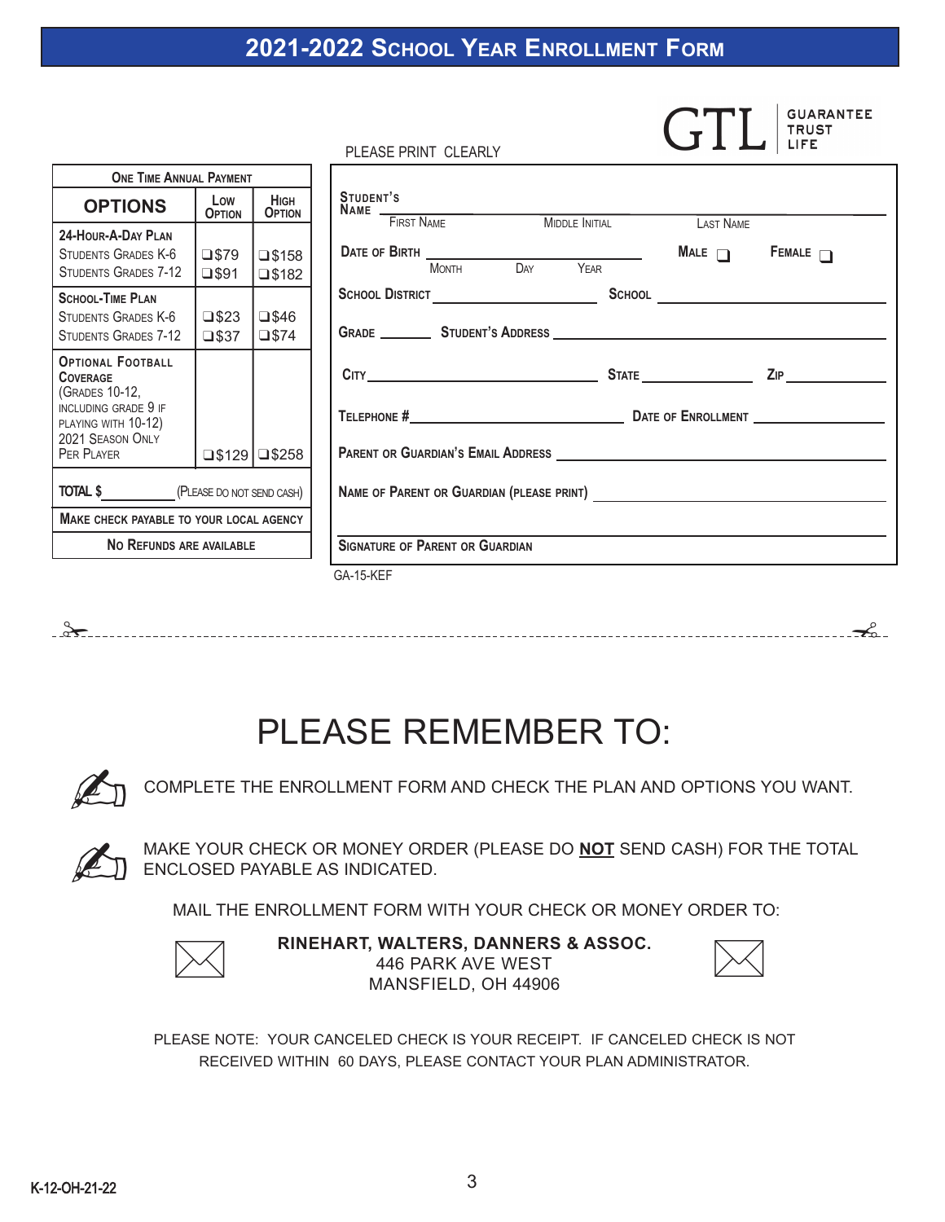# 2021-2022 School Year Enrollment Form

GTL | GUARANTEE TRUST LIFE

PLEASE PRINT CLEARLY

| One Time Annual Payment | | |
|---|---|---|
| **OPTIONS** | Low Option | High Option |
| **24-Hour-A-Day Plan** | | |
| Students Grades K-6 | ❑ $79 | ❑ $158 |
| Students Grades 7-12 | ❑ $91 | ❑ $182 |
| **School-Time Plan** | | |
| Students Grades K-6 | ❑ $23 | ❑ $46 |
| Students Grades 7-12 | ❑ $37 | ❑ $74 |
| **Optional Football Coverage** (Grades 10-12, including grade 9 if playing with 10-12) 2021 Season Only Per Player | ❑ $129 | ❑ $258 |
| **TOTAL $**__________ (Please do not send cash) | | |
| **Make check payable to your local agency** | | |
| **No Refunds are available** | | |

**Student's Name** ______________________________
First Name  Middle Initial  Last Name

**Date of Birth** ______________________ (Month  Day  Year)  **Male** ❑  **Female** ❑

**School District** ______________________  **School** ______________________

**Grade** ________  **Student's Address** ______________________________

**City** ______________________  **State** ____________  **Zip** ____________

**Telephone #** ______________________  **Date of Enrollment** ______________________

**Parent or Guardian's Email Address** ______________________________

**Name of Parent or Guardian (please print)** ______________________________

______________________________
**Signature of Parent or Guardian**

GA-15-KEF

---

# PLEASE REMEMBER TO:

COMPLETE THE ENROLLMENT FORM AND CHECK THE PLAN AND OPTIONS YOU WANT.

MAKE YOUR CHECK OR MONEY ORDER (PLEASE DO **NOT** SEND CASH) FOR THE TOTAL ENCLOSED PAYABLE AS INDICATED.

MAIL THE ENROLLMENT FORM WITH YOUR CHECK OR MONEY ORDER TO:

**RINEHART, WALTERS, DANNERS & ASSOC.**
446 PARK AVE WEST
MANSFIELD, OH 44906

PLEASE NOTE: YOUR CANCELED CHECK IS YOUR RECEIPT. IF CANCELED CHECK IS NOT RECEIVED WITHIN 60 DAYS, PLEASE CONTACT YOUR PLAN ADMINISTRATOR.

K-12-OH-21-22